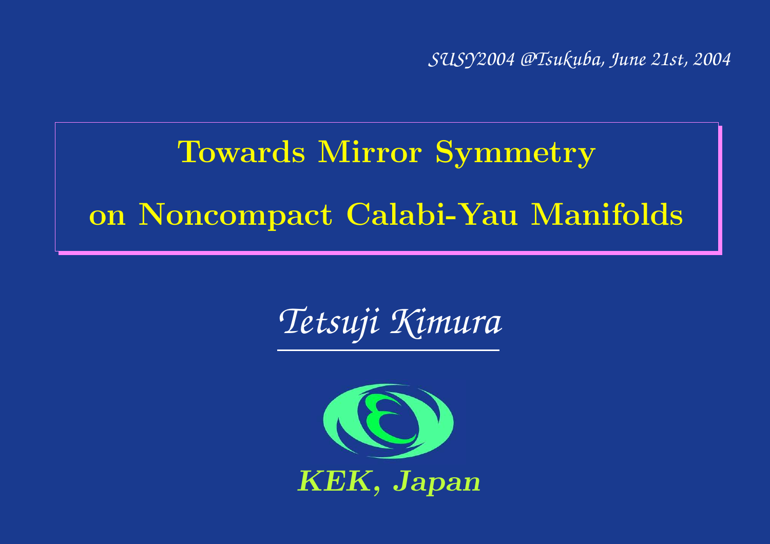*SUSY2004 @Tsukuba, June 21st, 2004*

# Towards Mirror Symmetry on Noncompact Calabi-Yau Manifolds

*Tetsuji Kimura*

***KEK, Japan***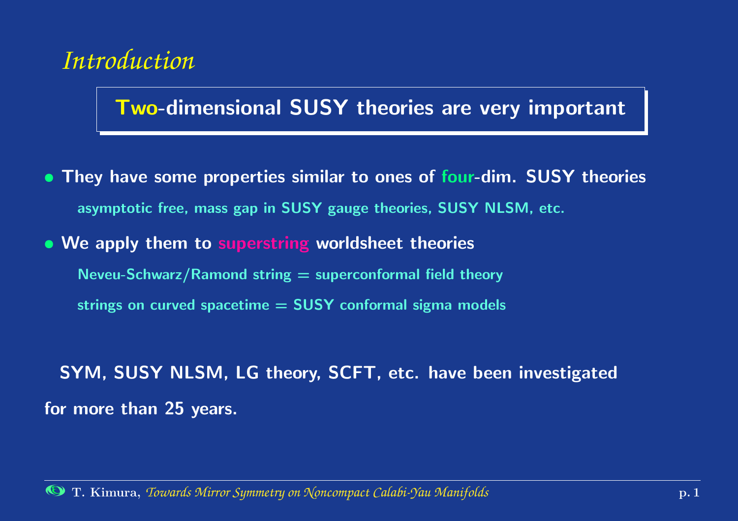# *Introduction*

**Two-dimensional SUSY theories are very important**

- **They have some properties similar to ones of four-dim. SUSY theories**

  asymptotic free, mass gap in SUSY gauge theories, SUSY NLSM, etc.

- **We apply them to superstring worldsheet theories**

  Neveu-Schwarz/Ramond string = superconformal field theory

  strings on curved spacetime = SUSY conformal sigma models

**SYM, SUSY NLSM, LG theory, SCFT, etc. have been investigated for more than 25 years.**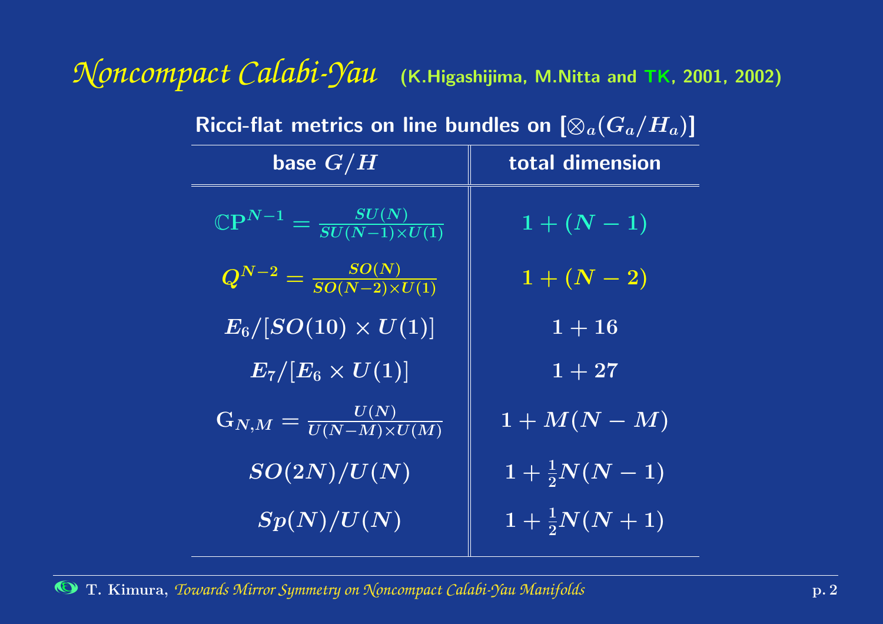# *Noncompact Calabi-Yau* (K.Higashijima, M.Nitta and TK, 2001, 2002)

**Ricci-flat metrics on line bundles on $[\otimes_a (G_a/H_a)]$**

| base $G/H$ | total dimension |
|---|---|
| $\mathbb{C}\mathbf{P}^{N-1} = \frac{SU(N)}{SU(N-1)\times U(1)}$ | $1+(N-1)$ |
| $Q^{N-2} = \frac{SO(N)}{SO(N-2)\times U(1)}$ | $1+(N-2)$ |
| $E_6/[SO(10)\times U(1)]$ | $1+16$ |
| $E_7/[E_6\times U(1)]$ | $1+27$ |
| $\mathrm{G}_{N,M} = \frac{U(N)}{U(N-M)\times U(M)}$ | $1+M(N-M)$ |
| $SO(2N)/U(N)$ | $1+\frac{1}{2}N(N-1)$ |
| $Sp(N)/U(N)$ | $1+\frac{1}{2}N(N+1)$ |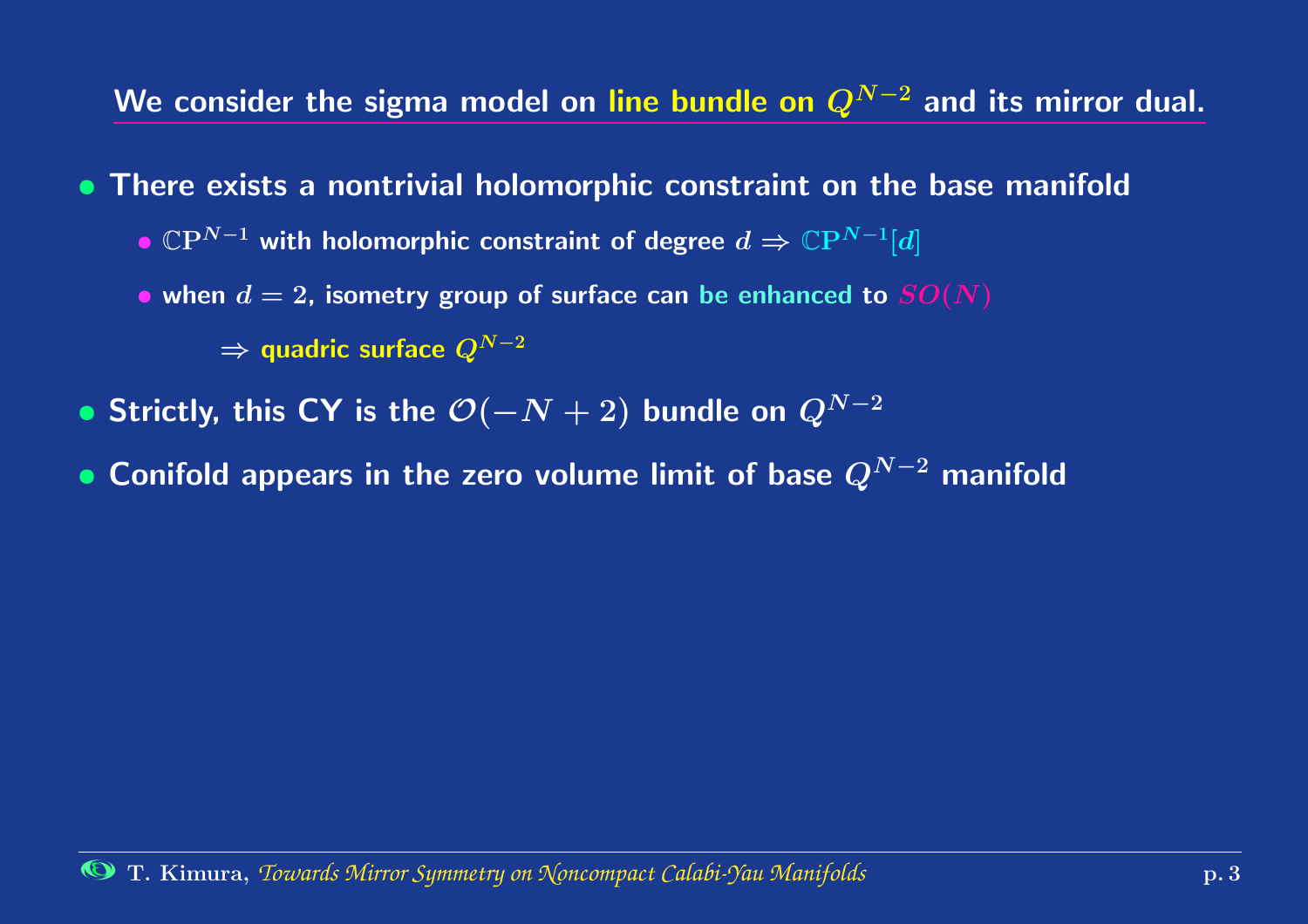## We consider the sigma model on line bundle on $Q^{N-2}$ and its mirror dual.

- **There exists a nontrivial holomorphic constraint on the base manifold**
  - $\mathbb{CP}^{N-1}$ with holomorphic constraint of degree $d \Rightarrow \mathbb{CP}^{N-1}[d]$
  - when $d = 2$, isometry group of surface can be enhanced to $SO(N)$

    $\Rightarrow$ quadric surface $Q^{N-2}$
- **Strictly, this CY is the $\mathcal{O}(-N+2)$ bundle on $Q^{N-2}$**
- **Conifold appears in the zero volume limit of base $Q^{N-2}$ manifold**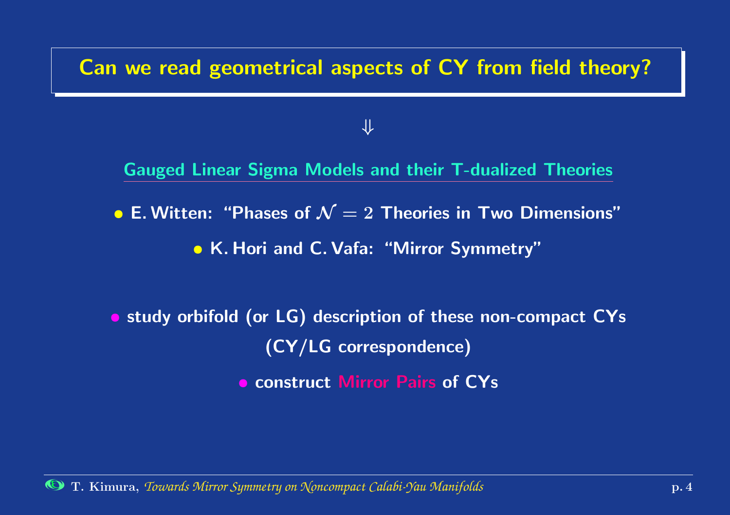## Can we read geometrical aspects of CY from field theory?

$\Downarrow$

Gauged Linear Sigma Models and their T-dualized Theories

- **E. Witten: "Phases of $\mathcal{N} = 2$ Theories in Two Dimensions"**
- **K. Hori and C. Vafa: "Mirror Symmetry"**

- **study orbifold (or LG) description of these non-compact CYs (CY/LG correspondence)**
- **construct Mirror Pairs of CYs**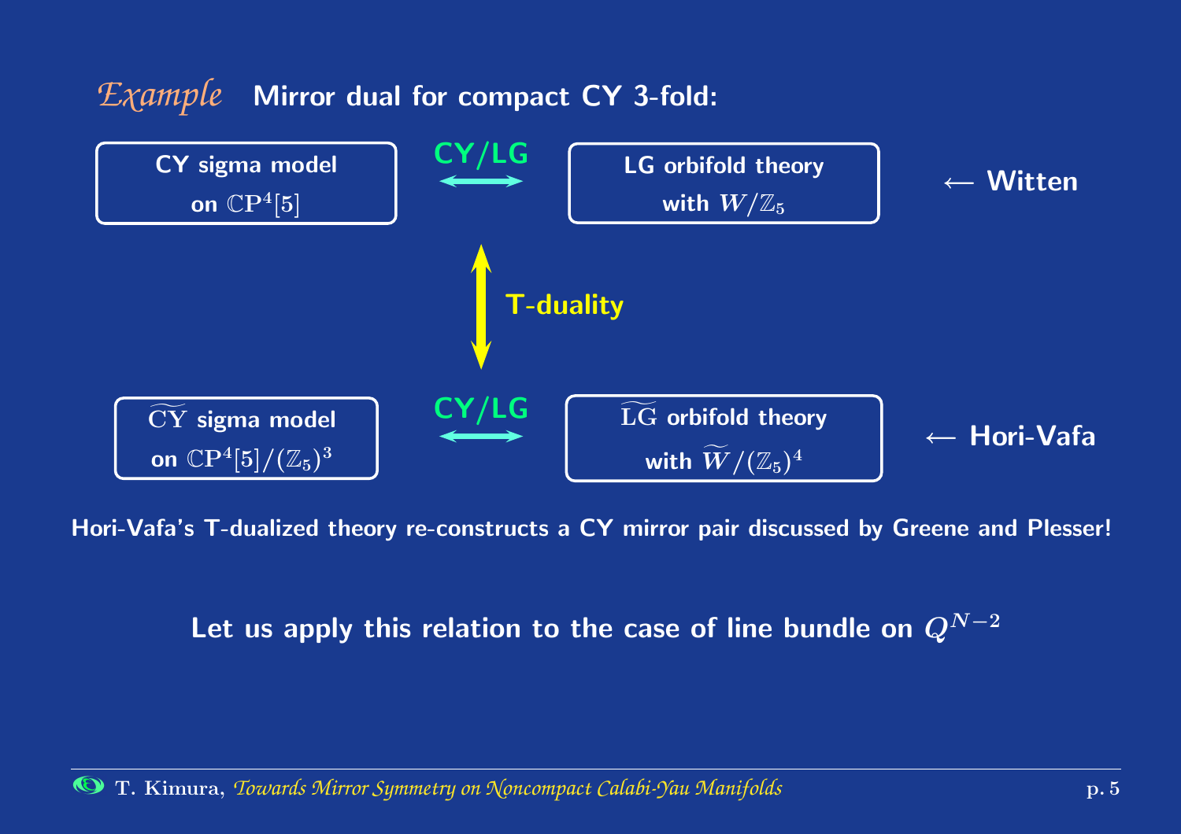## *Example* Mirror dual for compact CY 3-fold:

| | | | |
|---|---|---|---|
| CY sigma model on $\mathbb{CP}^4[5]$ | CY/LG $\longleftrightarrow$ | LG orbifold theory with $W/\mathbb{Z}_5$ | $\leftarrow$ Witten |
| $\updownarrow$ T-duality | | | |
| $\widetilde{\text{CY}}$ sigma model on $\mathbb{CP}^4[5]/(\mathbb{Z}_5)^3$ | CY/LG $\longleftrightarrow$ | $\widetilde{\text{LG}}$ orbifold theory with $\widetilde{W}/(\mathbb{Z}_5)^4$ | $\leftarrow$ Hori-Vafa |

**Hori-Vafa's T-dualized theory re-constructs a CY mirror pair discussed by Greene and Plesser!**

**Let us apply this relation to the case of line bundle on $Q^{N-2}$**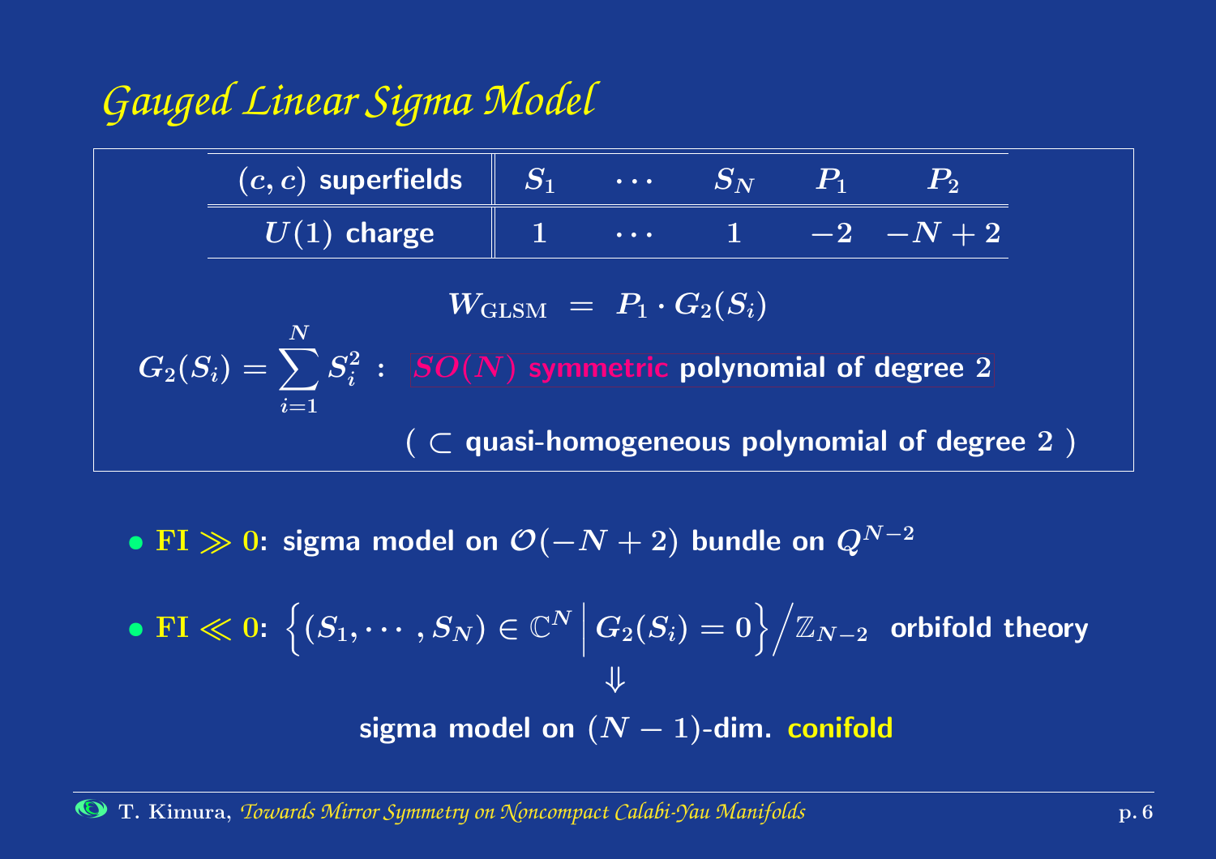# Gauged Linear Sigma Model

| $(c,c)$ superfields | $S_1$ | $\cdots$ | $S_N$ | $P_1$ | $P_2$ |
|---|---|---|---|---|---|
| $U(1)$ charge | $1$ | $\cdots$ | $1$ | $-2$ | $-N+2$ |

$$W_{\mathrm{GLSM}} \ = \ P_1 \cdot G_2(S_i)$$

$G_2(S_i) = \sum_{i=1}^{N} S_i^2$ : $SO(N)$ **symmetric polynomial of degree 2**

( $\subset$ **quasi-homogeneous polynomial of degree 2** )

- $\mathrm{FI} \gg 0$: **sigma model on $\mathcal{O}(-N+2)$ bundle on $Q^{N-2}$**

- $\mathrm{FI} \ll 0$: $\Big\{ (S_1, \cdots, S_N) \in \mathbb{C}^N \, \Big| \, G_2(S_i) = 0 \Big\} \Big/ \mathbb{Z}_{N-2}$ **orbifold theory**

$$\Downarrow$$

**sigma model on $(N-1)$-dim. conifold**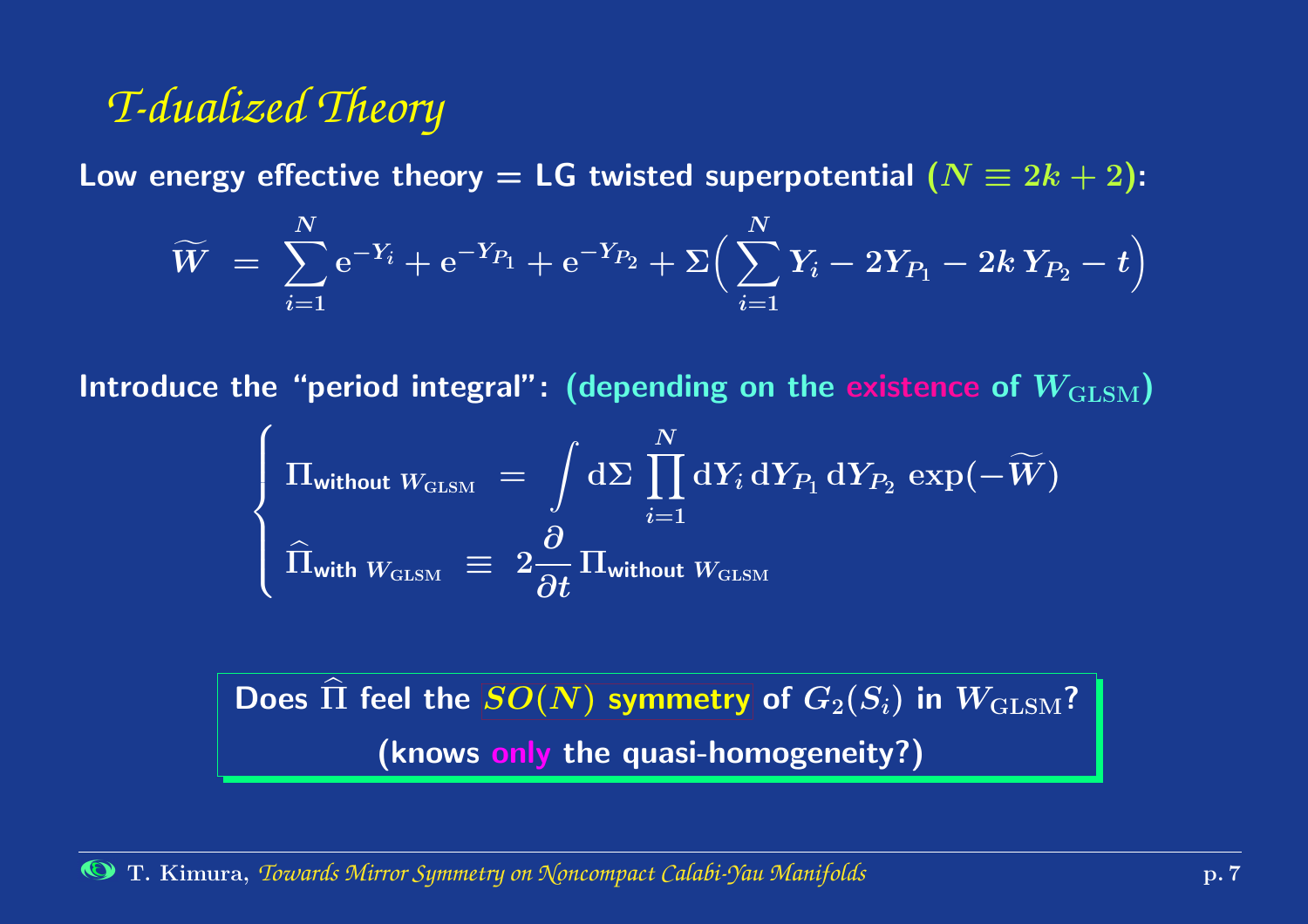# T-dualized Theory

**Low energy effective theory = LG twisted superpotential ($N \equiv 2k+2$):**

$$\widetilde{W} \ = \ \sum_{i=1}^{N} \mathrm{e}^{-Y_i} + \mathrm{e}^{-Y_{P_1}} + \mathrm{e}^{-Y_{P_2}} + \Sigma \Big( \sum_{i=1}^{N} Y_i - 2 Y_{P_1} - 2k \, Y_{P_2} - t \Big)$$

**Introduce the "period integral": (depending on the existence of $W_{\mathrm{GLSM}}$)**

$$\begin{cases} \Pi_{\text{without } W_{\mathrm{GLSM}}} \ = \ \displaystyle\int \mathrm{d}\Sigma \prod_{i=1}^{N} \mathrm{d}Y_i \, \mathrm{d}Y_{P_1} \, \mathrm{d}Y_{P_2} \, \exp(-\widetilde{W}) \\ \widehat{\Pi}_{\text{with } W_{\mathrm{GLSM}}} \ \equiv \ 2 \dfrac{\partial}{\partial t} \Pi_{\text{without } W_{\mathrm{GLSM}}} \end{cases}$$

**Does $\widehat{\Pi}$ feel the $SO(N)$ symmetry of $G_2(S_i)$ in $W_{\mathrm{GLSM}}$?**

**(knows only the quasi-homogeneity?)**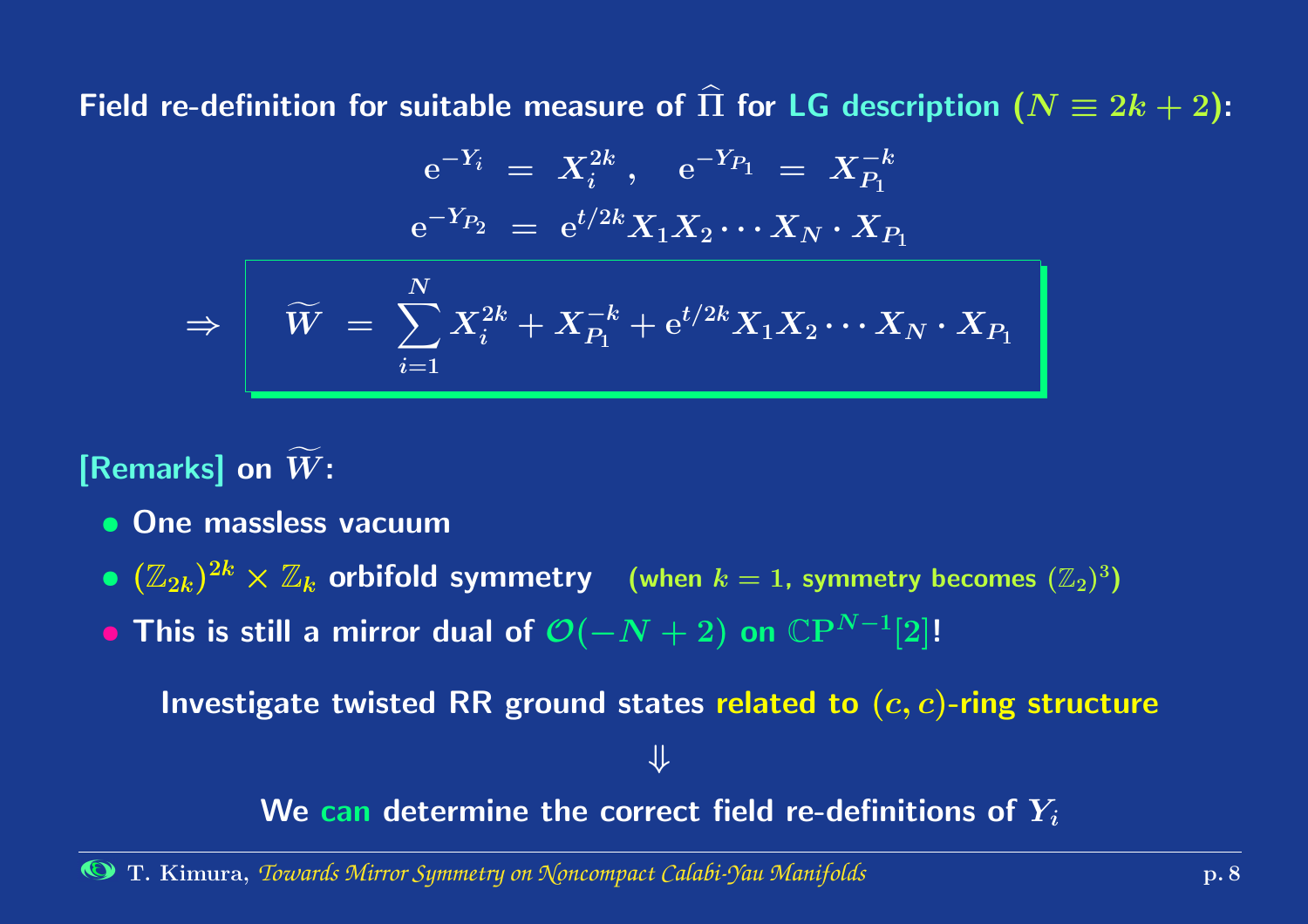**Field re-definition for suitable measure of $\widehat{\Pi}$ for LG description ($N \equiv 2k+2$):**

$$\mathrm{e}^{-Y_i} = X_i^{2k}\,, \quad \mathrm{e}^{-Y_{P_1}} = X_{P_1}^{-k}$$

$$\mathrm{e}^{-Y_{P_2}} = \mathrm{e}^{t/2k} X_1 X_2 \cdots X_N \cdot X_{P_1}$$

$$\Rightarrow \quad \boxed{\widetilde{W} = \sum_{i=1}^{N} X_i^{2k} + X_{P_1}^{-k} + \mathrm{e}^{t/2k} X_1 X_2 \cdots X_N \cdot X_{P_1}}$$

**[Remarks] on $\widetilde{W}$:**

- One massless vacuum
- $(\mathbb{Z}_{2k})^{2k} \times \mathbb{Z}_k$ orbifold symmetry (when $k=1$, symmetry becomes $(\mathbb{Z}_2)^3$)
- This is still a mirror dual of $\mathcal{O}(-N+2)$ on $\mathbb{CP}^{N-1}[2]$!

Investigate twisted RR ground states related to $(c,c)$-ring structure

$\Downarrow$

We can determine the correct field re-definitions of $Y_i$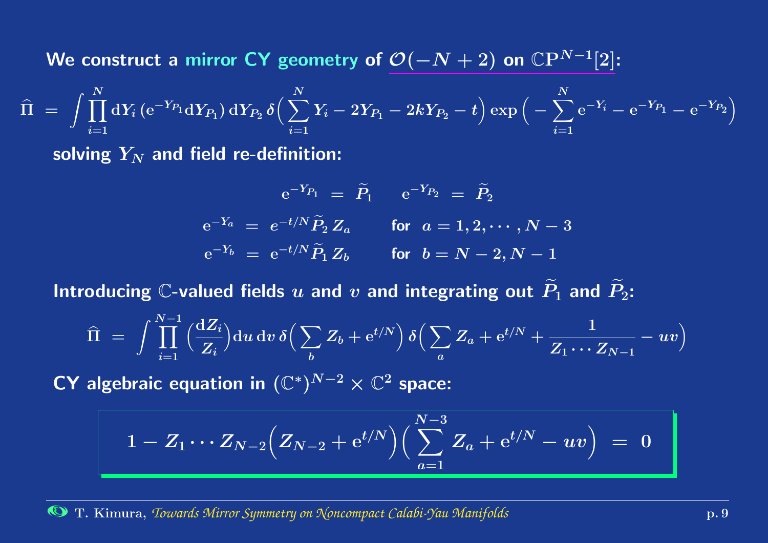We construct a mirror CY geometry of $\mathcal{O}(-N+2)$ on $\mathbb{CP}^{N-1}[2]$:

$$\widehat{\Pi} \;=\; \int \prod_{i=1}^{N} \mathrm{d}Y_i \, (\mathrm{e}^{-Y_{P_1}} \mathrm{d}Y_{P_1}) \, \mathrm{d}Y_{P_2} \, \delta\Big( \sum_{i=1}^{N} Y_i - 2Y_{P_1} - 2kY_{P_2} - t \Big) \exp\Big( - \sum_{i=1}^{N} \mathrm{e}^{-Y_i} - \mathrm{e}^{-Y_{P_1}} - \mathrm{e}^{-Y_{P_2}} \Big)$$

solving $Y_N$ and field re-definition:

$$\mathrm{e}^{-Y_{P_1}} \;=\; \widetilde{P}_1 \qquad \mathrm{e}^{-Y_{P_2}} \;=\; \widetilde{P}_2$$

$$\mathrm{e}^{-Y_a} \;=\; e^{-t/N} \widetilde{P}_2 \, Z_a \qquad \text{for } \; a = 1, 2, \cdots, N-3$$

$$\mathrm{e}^{-Y_b} \;=\; \mathrm{e}^{-t/N} \widetilde{P}_1 \, Z_b \qquad \text{for } \; b = N-2, N-1$$

Introducing $\mathbb{C}$-valued fields $u$ and $v$ and integrating out $\widetilde{P}_1$ and $\widetilde{P}_2$:

$$\widehat{\Pi} \;=\; \int \prod_{i=1}^{N-1} \Big( \frac{\mathrm{d}Z_i}{Z_i} \Big) \mathrm{d}u \, \mathrm{d}v \, \delta\Big( \sum_b Z_b + \mathrm{e}^{t/N} \Big) \, \delta\Big( \sum_a Z_a + \mathrm{e}^{t/N} + \frac{1}{Z_1 \cdots Z_{N-1}} - uv \Big)$$

CY algebraic equation in $(\mathbb{C}^*)^{N-2} \times \mathbb{C}^2$ space:

$$1 - Z_1 \cdots Z_{N-2} \Big( Z_{N-2} + \mathrm{e}^{t/N} \Big) \Big( \sum_{a=1}^{N-3} Z_a + \mathrm{e}^{t/N} - uv \Big) \;=\; 0$$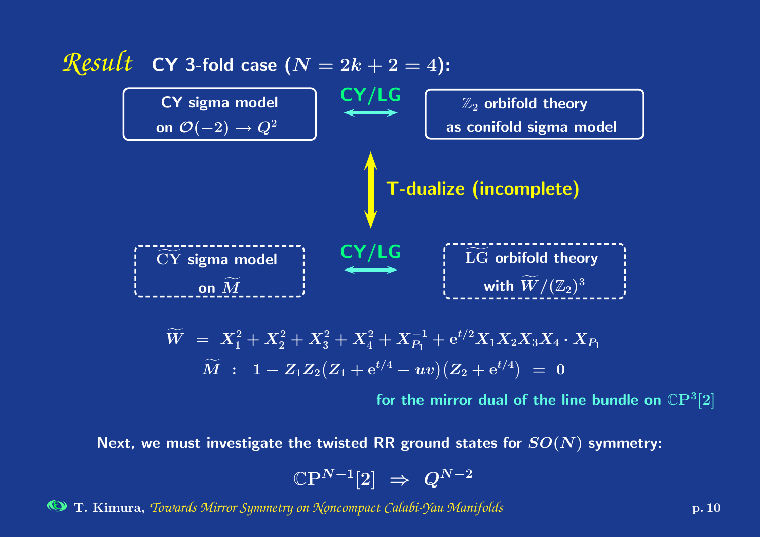## *Result* CY 3-fold case ($N = 2k + 2 = 4$):

| | | |
|---|---|---|
| CY sigma model on $\mathcal{O}(-2) \to Q^2$ | CY/LG ⟷ | $\mathbb{Z}_2$ orbifold theory as conifold sigma model |
| | ↕ T-dualize (incomplete) | |
| $\widetilde{\text{CY}}$ sigma model on $\widetilde{M}$ | CY/LG ⟷ | $\widetilde{\text{LG}}$ orbifold theory with $\widetilde{W}/(\mathbb{Z}_2)^3$ |

$$\widetilde{W} \ = \ X_1^2 + X_2^2 + X_3^2 + X_4^2 + X_{P_1}^{-1} + \mathrm{e}^{t/2} X_1 X_2 X_3 X_4 \cdot X_{P_1}$$

$$\widetilde{M} \ : \ \ 1 - Z_1 Z_2 \big( Z_1 + \mathrm{e}^{t/4} - uv \big) \big( Z_2 + \mathrm{e}^{t/4} \big) \ = \ 0$$

for the mirror dual of the line bundle on $\mathbb{CP}^3[2]$

Next, we must investigate the twisted RR ground states for $SO(N)$ symmetry:

$$\mathbb{CP}^{N-1}[2] \ \Rightarrow \ Q^{N-2}$$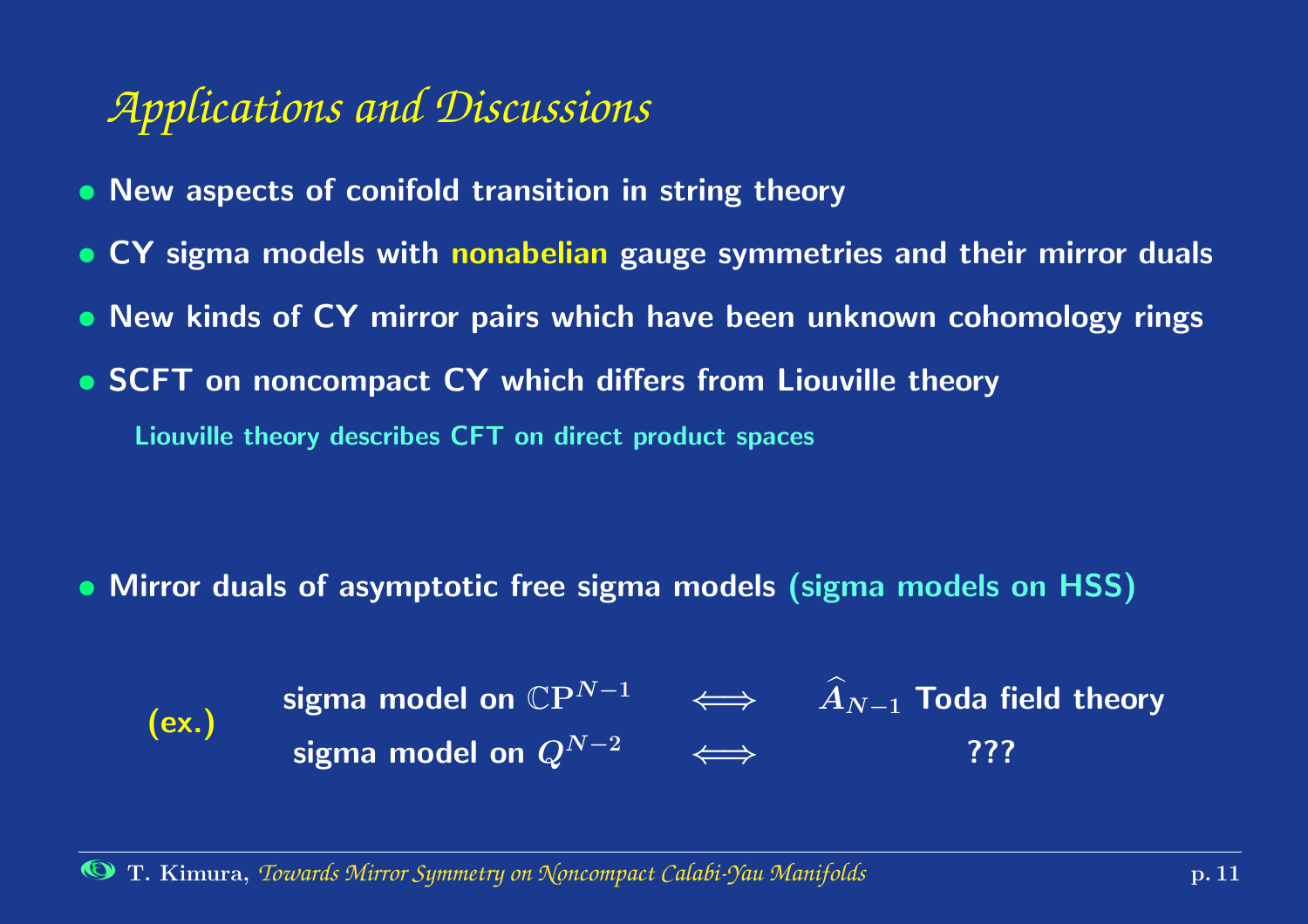# Applications and Discussions

- **New aspects of conifold transition in string theory**
- **CY sigma models with nonabelian gauge symmetries and their mirror duals**
- **New kinds of CY mirror pairs which have been unknown cohomology rings**
- **SCFT on noncompact CY which differs from Liouville theory**

  **Liouville theory describes CFT on direct product spaces**

- **Mirror duals of asymptotic free sigma models (sigma models on HSS)**

**(ex.)**

| | | |
|---|---|---|
| **sigma model on** $\mathbb{C}\mathrm{P}^{N-1}$ | $\Longleftrightarrow$ | $\widehat{A}_{N-1}$ **Toda field theory** |
| **sigma model on** $Q^{N-2}$ | $\Longleftrightarrow$ | **???** |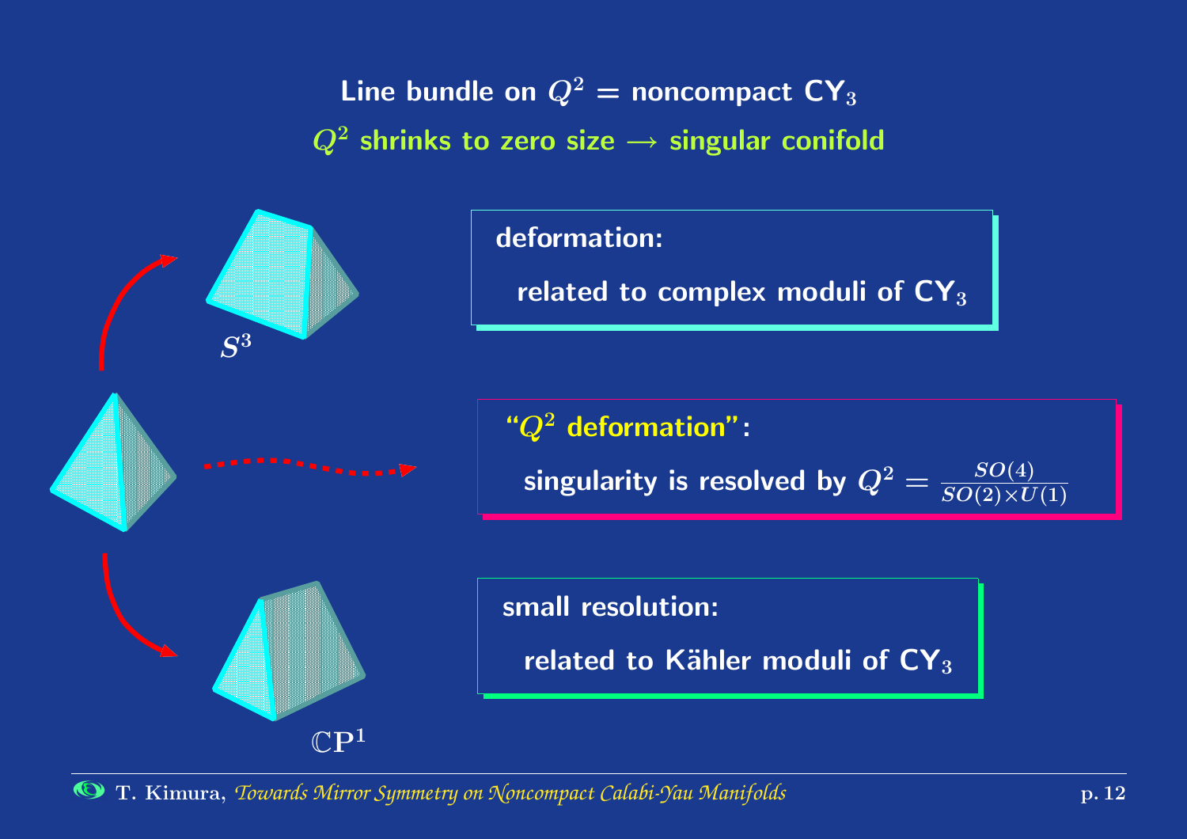## Line bundle on $Q^2$ = noncompact CY$_3$

### $Q^2$ shrinks to zero size $\longrightarrow$ singular conifold

$S^3$

**deformation:**

related to complex moduli of CY$_3$

**"$Q^2$ deformation":**

singularity is resolved by $Q^2 = \frac{SO(4)}{SO(2) \times U(1)}$

$\mathbb{C}\mathbf{P}^1$

**small resolution:**

related to Kähler moduli of CY$_3$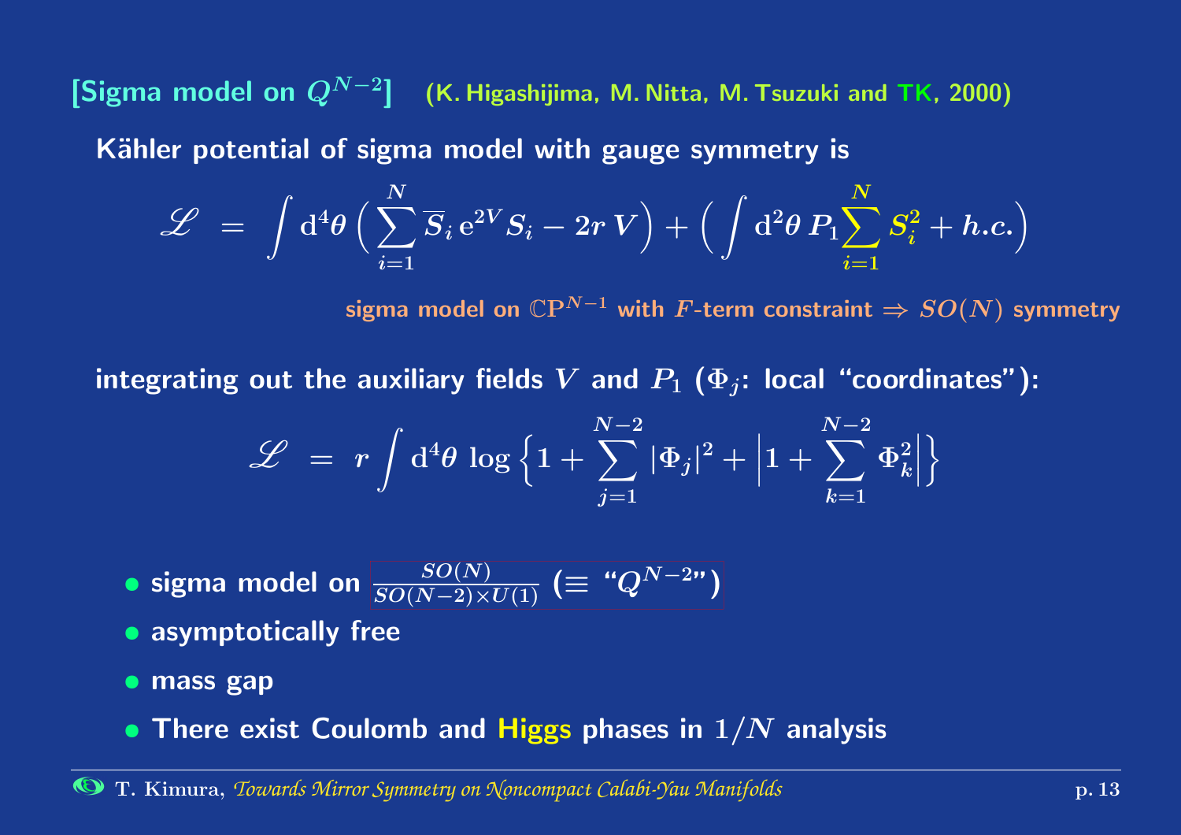## [Sigma model on $Q^{N-2}$] (K. Higashijima, M. Nitta, M. Tsuzuki and TK, 2000)

**Kähler potential of sigma model with gauge symmetry is**

$$\mathscr{L} \ = \ \int \mathrm{d}^4\theta \, \Big( \sum_{i=1}^{N} \overline{S}_i \, \mathrm{e}^{2V} S_i - 2r \, V \Big) + \Big( \int \mathrm{d}^2\theta \, P_1 \sum_{i=1}^{N} S_i^2 + h.c. \Big)$$

sigma model on $\mathbb{C}\mathrm{P}^{N-1}$ with $F$-term constraint $\Rightarrow$ $SO(N)$ symmetry

**integrating out the auxiliary fields $V$ and $P_1$ ($\Phi_j$: local "coordinates"):**

$$\mathscr{L} \ = \ r \int \mathrm{d}^4\theta \, \log \Big\{ 1 + \sum_{j=1}^{N-2} |\Phi_j|^2 + \Big| 1 + \sum_{k=1}^{N-2} \Phi_k^2 \Big| \Big\}$$

- sigma model on $\frac{SO(N)}{SO(N-2) \times U(1)}$ ($\equiv$ "$Q^{N-2}$")
- asymptotically free
- mass gap
- There exist Coulomb and Higgs phases in $1/N$ analysis